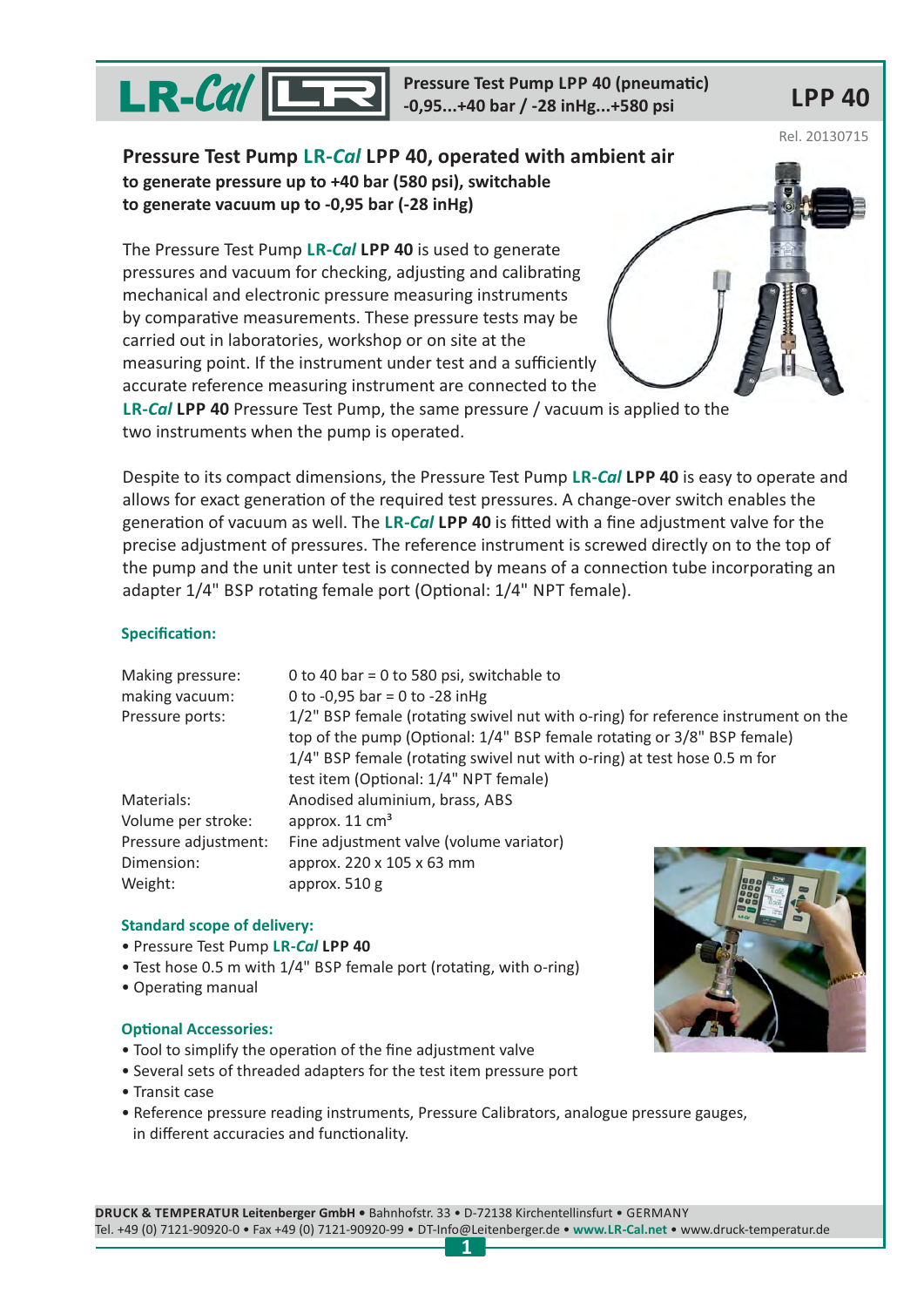# Pressure Test Pump LR-*Cal* LPP 40, operated with ambient air

**to generate pressure up to +40 bar (580 psi), switchable**
**to generate vacuum up to -0,95 bar (-28 inHg)**

The Pressure Test Pump **LR-*Cal* LPP 40** is used to generate pressures and vacuum for checking, adjusting and calibrating mechanical and electronic pressure measuring instruments by comparative measurements. These pressure tests may be carried out in laboratories, workshop or on site at the measuring point. If the instrument under test and a sufficiently accurate reference measuring instrument are connected to the **LR-*Cal* LPP 40** Pressure Test Pump, the same pressure / vacuum is applied to the two instruments when the pump is operated.

Despite to its compact dimensions, the Pressure Test Pump **LR-*Cal* LPP 40** is easy to operate and allows for exact generation of the required test pressures. A change-over switch enables the generation of vacuum as well. The **LR-*Cal* LPP 40** is fitted with a fine adjustment valve for the precise adjustment of pressures. The reference instrument is screwed directly on to the top of the pump and the unit unter test is connected by means of a connection tube incorporating an adapter 1/4" BSP rotating female port (Optional: 1/4" NPT female).

## Specification:

| | |
|---|---|
| Making pressure: | 0 to 40 bar = 0 to 580 psi, switchable to |
| making vacuum: | 0 to -0,95 bar = 0 to -28 inHg |
| Pressure ports: | 1/2" BSP female (rotating swivel nut with o-ring) for reference instrument on the top of the pump (Optional: 1/4" BSP female rotating or 3/8" BSP female)<br>1/4" BSP female (rotating swivel nut with o-ring) at test hose 0.5 m for test item (Optional: 1/4" NPT female) |
| Materials: | Anodised aluminium, brass, ABS |
| Volume per stroke: | approx. 11 cm³ |
| Pressure adjustment: | Fine adjustment valve (volume variator) |
| Dimension: | approx. 220 x 105 x 63 mm |
| Weight: | approx. 510 g |

## Standard scope of delivery:

- Pressure Test Pump **LR-*Cal* LPP 40**
- Test hose 0.5 m with 1/4" BSP female port (rotating, with o-ring)
- Operating manual

## Optional Accessories:

- Tool to simplify the operation of the fine adjustment valve
- Several sets of threaded adapters for the test item pressure port
- Transit case
- Reference pressure reading instruments, Pressure Calibrators, analogue pressure gauges, in different accuracies and functionality.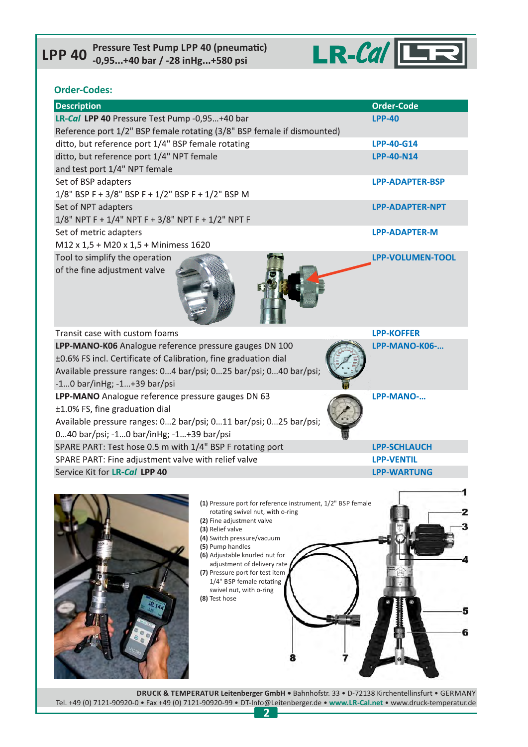# LPP 40 Pressure Test Pump LPP 40 (pneumatic) -0,95...+40 bar / -28 inHg...+580 psi

## Order-Codes:

| Description | Order-Code |
|---|---|
| **LR-Cal LPP 40** Pressure Test Pump -0,95…+40 bar<br>Reference port 1/2" BSP female rotating (3/8" BSP female if dismounted) | **LPP-40** |
| ditto, but reference port 1/4" BSP female rotating | **LPP-40-G14** |
| ditto, but reference port 1/4" NPT female<br>and test port 1/4" NPT female | **LPP-40-N14** |
| Set of BSP adapters<br>1/8" BSP F + 3/8" BSP F + 1/2" BSP F + 1/2" BSP M | **LPP-ADAPTER-BSP** |
| Set of NPT adapters<br>1/8" NPT F + 1/4" NPT F + 3/8" NPT F + 1/2" NPT F | **LPP-ADAPTER-NPT** |
| Set of metric adapters<br>M12 x 1,5 + M20 x 1,5 + Minimess 1620 | **LPP-ADAPTER-M** |
| Tool to simplify the operation<br>of the fine adjustment valve | **LPP-VOLUMEN-TOOL** |
| Transit case with custom foams | **LPP-KOFFER** |
| **LPP-MANO-K06** Analogue reference pressure gauges DN 100<br>±0.6% FS incl. Certificate of Calibration, fine graduation dial<br>Available pressure ranges: 0…4 bar/psi; 0…25 bar/psi; 0…40 bar/psi;<br>-1…0 bar/inHg; -1…+39 bar/psi | **LPP-MANO-K06-…** |
| **LPP-MANO** Analogue reference pressure gauges DN 63<br>±1.0% FS, fine graduation dial<br>Available pressure ranges: 0…2 bar/psi; 0…11 bar/psi; 0…25 bar/psi;<br>0…40 bar/psi; -1…0 bar/inHg; -1…+39 bar/psi | **LPP-MANO-…** |
| SPARE PART: Test hose 0.5 m with 1/4" BSP F rotating port | **LPP-SCHLAUCH** |
| SPARE PART: Fine adjustment valve with relief valve | **LPP-VENTIL** |
| Service Kit for **LR-Cal LPP 40** | **LPP-WARTUNG** |

**(1)** Pressure port for reference instrument, 1/2" BSP female rotating swivel nut, with o-ring
**(2)** Fine adjustment valve
**(3)** Relief valve
**(4)** Switch pressure/vacuum
**(5)** Pump handles
**(6)** Adjustable knurled nut for adjustment of delivery rate
**(7)** Pressure port for test item 1/4" BSP female rotating swivel nut, with o-ring
**(8)** Test hose

1
2
3
4
5
6
7
8

**DRUCK & TEMPERATUR Leitenberger GmbH** • Bahnhofstr. 33 • D-72138 Kirchentellinsfurt • GERMANY
Tel. +49 (0) 7121-90920-0 • Fax +49 (0) 7121-90920-99 • DT-Info@Leitenberger.de • **www.LR-Cal.net** • www.druck-temperatur.de